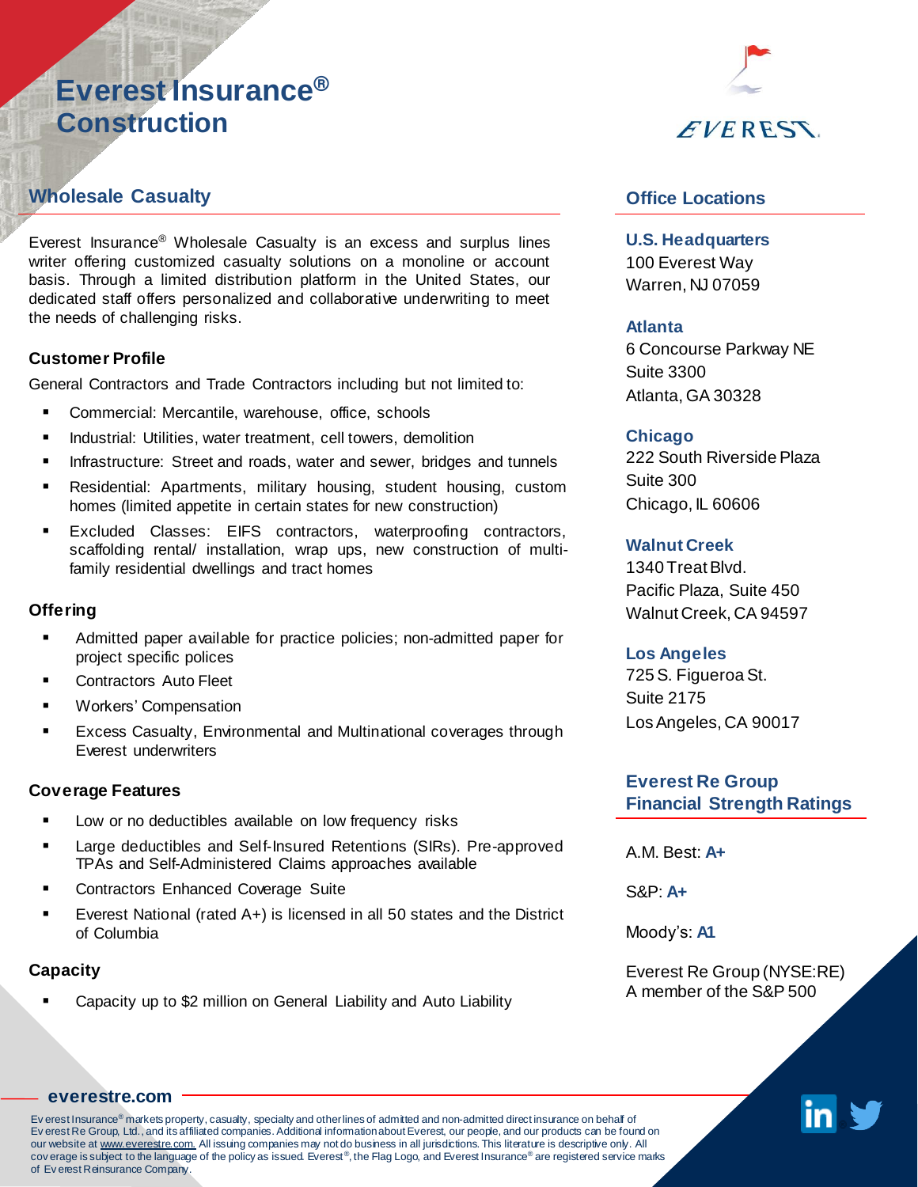# Everest Insurance® Construction

EVEREST

## Wholesale Casualty

Everest Insurance® Wholesale Casualty is an excess and surplus lines writer offering customized casualty solutions on a monoline or account basis. Through a limited distribution platform in the United States, our dedicated staff offers personalized and collaborative underwriting to meet the needs of challenging risks.

### Customer Profile

General Contractors and Trade Contractors including but not limited to:

- Commercial: Mercantile, warehouse, office, schools
- Industrial: Utilities, water treatment, cell towers, demolition
- Infrastructure: Street and roads, water and sewer, bridges and tunnels
- Residential: Apartments, military housing, student housing, custom homes (limited appetite in certain states for new construction)
- Excluded Classes: EIFS contractors, waterproofing contractors, scaffolding rental/ installation, wrap ups, new construction of multi-family residential dwellings and tract homes

### Offering

- Admitted paper available for practice policies; non-admitted paper for project specific polices
- Contractors Auto Fleet
- Workers' Compensation
- Excess Casualty, Environmental and Multinational coverages through Everest underwriters

### Coverage Features

- Low or no deductibles available on low frequency risks
- Large deductibles and Self-Insured Retentions (SIRs). Pre-approved TPAs and Self-Administered Claims approaches available
- Contractors Enhanced Coverage Suite
- Everest National (rated A+) is licensed in all 50 states and the District of Columbia

### Capacity

- Capacity up to $2 million on General Liability and Auto Liability

## Office Locations

**U.S. Headquarters**
100 Everest Way
Warren, NJ 07059

**Atlanta**
6 Concourse Parkway NE
Suite 3300
Atlanta, GA 30328

**Chicago**
222 South Riverside Plaza
Suite 300
Chicago, IL 60606

**Walnut Creek**
1340 Treat Blvd.
Pacific Plaza, Suite 450
Walnut Creek, CA 94597

**Los Angeles**
725 S. Figueroa St.
Suite 2175
Los Angeles, CA 90017

## Everest Re Group Financial Strength Ratings

A.M. Best: **A+**

S&P: **A+**

Moody's: **A1**

Everest Re Group (NYSE:RE)
A member of the S&P 500

**everestre.com**

Everest Insurance® markets property, casualty, specialty and other lines of admitted and non-admitted direct insurance on behalf of Everest Re Group, Ltd., and its affiliated companies. Additional information about Everest, our people, and our products can be found on our website at www.everestre.com. All issuing companies may not do business in all jurisdictions. This literature is descriptive only. All coverage is subject to the language of the policy as issued. Everest®, the Flag Logo, and Everest Insurance® are registered service marks of Everest Reinsurance Company.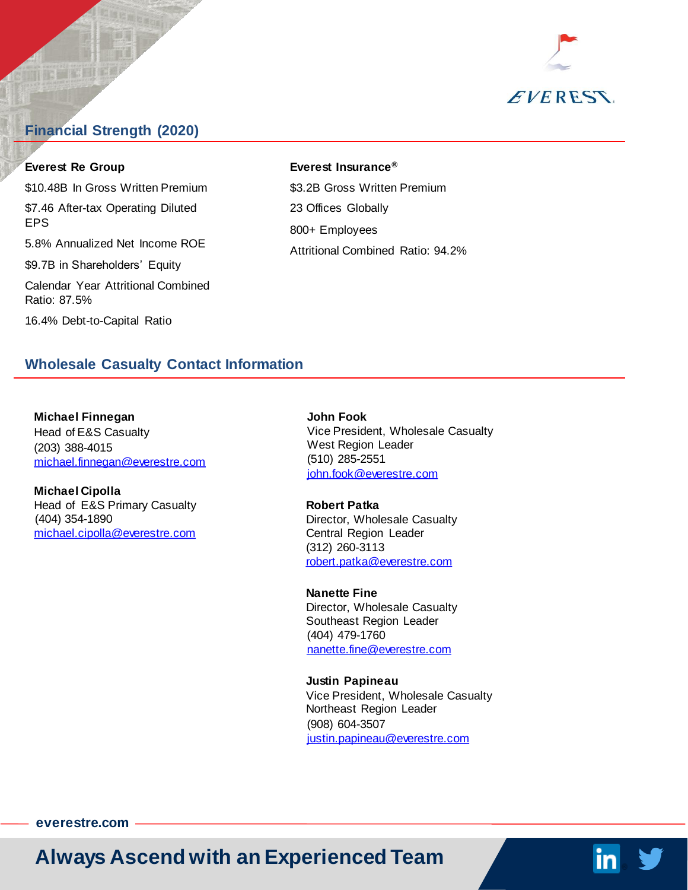EVEREST

## Financial Strength (2020)

**Everest Re Group**

$10.48B In Gross Written Premium

$7.46 After-tax Operating Diluted EPS

5.8% Annualized Net Income ROE

$9.7B in Shareholders' Equity

Calendar Year Attritional Combined Ratio: 87.5%

16.4% Debt-to-Capital Ratio

**Everest Insurance®**

$3.2B Gross Written Premium

23 Offices Globally

800+ Employees

Attritional Combined Ratio: 94.2%

## Wholesale Casualty Contact Information

**Michael Finnegan**
Head of E&S Casualty
(203) 388-4015
michael.finnegan@everestre.com

**Michael Cipolla**
Head of E&S Primary Casualty
(404) 354-1890
michael.cipolla@everestre.com

**John Fook**
Vice President, Wholesale Casualty
West Region Leader
(510) 285-2551
john.fook@everestre.com

**Robert Patka**
Director, Wholesale Casualty
Central Region Leader
(312) 260-3113
robert.patka@everestre.com

**Nanette Fine**
Director, Wholesale Casualty
Southeast Region Leader
(404) 479-1760
nanette.fine@everestre.com

**Justin Papineau**
Vice President, Wholesale Casualty
Northeast Region Leader
(908) 604-3507
justin.papineau@everestre.com

**everestre.com**

**Always Ascend with an Experienced Team**